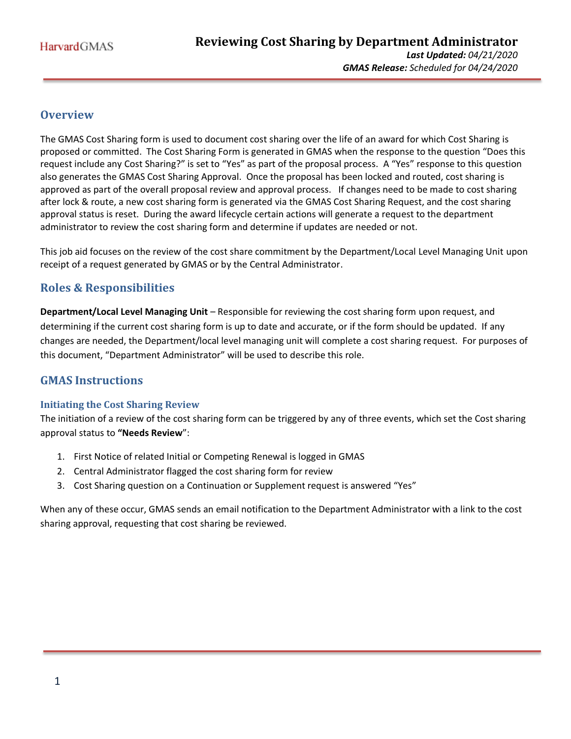# Reviewing Cost Sharing by Department Administrator

***Last Updated:*** *04/21/2020*
***GMAS Release:*** *Scheduled for 04/24/2020*

## Overview

The GMAS Cost Sharing form is used to document cost sharing over the life of an award for which Cost Sharing is proposed or committed. The Cost Sharing Form is generated in GMAS when the response to the question "Does this request include any Cost Sharing?" is set to "Yes" as part of the proposal process. A "Yes" response to this question also generates the GMAS Cost Sharing Approval. Once the proposal has been locked and routed, cost sharing is approved as part of the overall proposal review and approval process. If changes need to be made to cost sharing after lock & route, a new cost sharing form is generated via the GMAS Cost Sharing Request, and the cost sharing approval status is reset. During the award lifecycle certain actions will generate a request to the department administrator to review the cost sharing form and determine if updates are needed or not.

This job aid focuses on the review of the cost share commitment by the Department/Local Level Managing Unit upon receipt of a request generated by GMAS or by the Central Administrator.

## Roles & Responsibilities

**Department/Local Level Managing Unit** – Responsible for reviewing the cost sharing form upon request, and determining if the current cost sharing form is up to date and accurate, or if the form should be updated. If any changes are needed, the Department/local level managing unit will complete a cost sharing request. For purposes of this document, "Department Administrator" will be used to describe this role.

## GMAS Instructions

### Initiating the Cost Sharing Review

The initiation of a review of the cost sharing form can be triggered by any of three events, which set the Cost sharing approval status to **"Needs Review"**:

1. First Notice of related Initial or Competing Renewal is logged in GMAS
2. Central Administrator flagged the cost sharing form for review
3. Cost Sharing question on a Continuation or Supplement request is answered "Yes"

When any of these occur, GMAS sends an email notification to the Department Administrator with a link to the cost sharing approval, requesting that cost sharing be reviewed.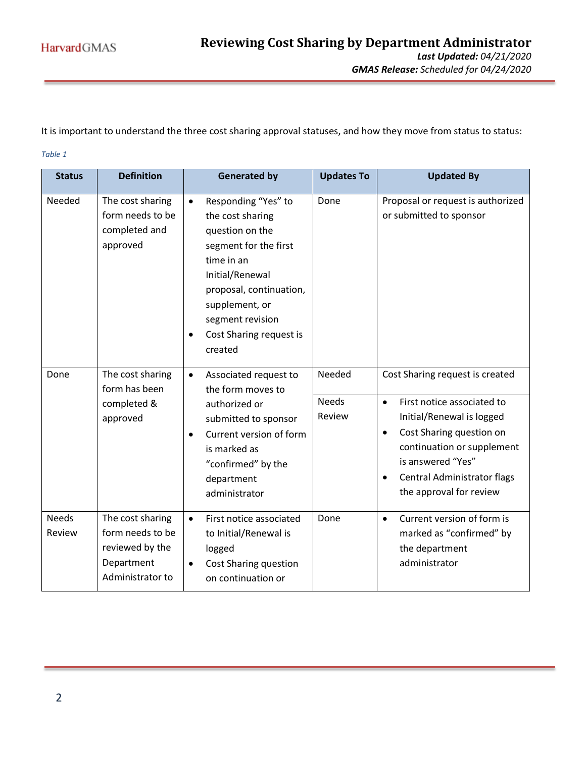It is important to understand the three cost sharing approval statuses, and how they move from status to status:

*Table 1*

| Status | Definition | Generated by | Updates To | Updated By |
|---|---|---|---|---|
| Needed | The cost sharing form needs to be completed and approved | • Responding "Yes" to the cost sharing question on the segment for the first time in an Initial/Renewal proposal, continuation, supplement, or segment revision<br>• Cost Sharing request is created | Done | Proposal or request is authorized or submitted to sponsor |
| Done | The cost sharing form has been completed & approved | • Associated request to the form moves to authorized or submitted to sponsor<br>• Current version of form is marked as "confirmed" by the department administrator | Needed | Cost Sharing request is created |
| | | | Needs Review | • First notice associated to Initial/Renewal is logged<br>• Cost Sharing question on continuation or supplement is answered "Yes"<br>• Central Administrator flags the approval for review |
| Needs Review | The cost sharing form needs to be reviewed by the Department Administrator to | • First notice associated to Initial/Renewal is logged<br>• Cost Sharing question on continuation or | Done | • Current version of form is marked as "confirmed" by the department administrator |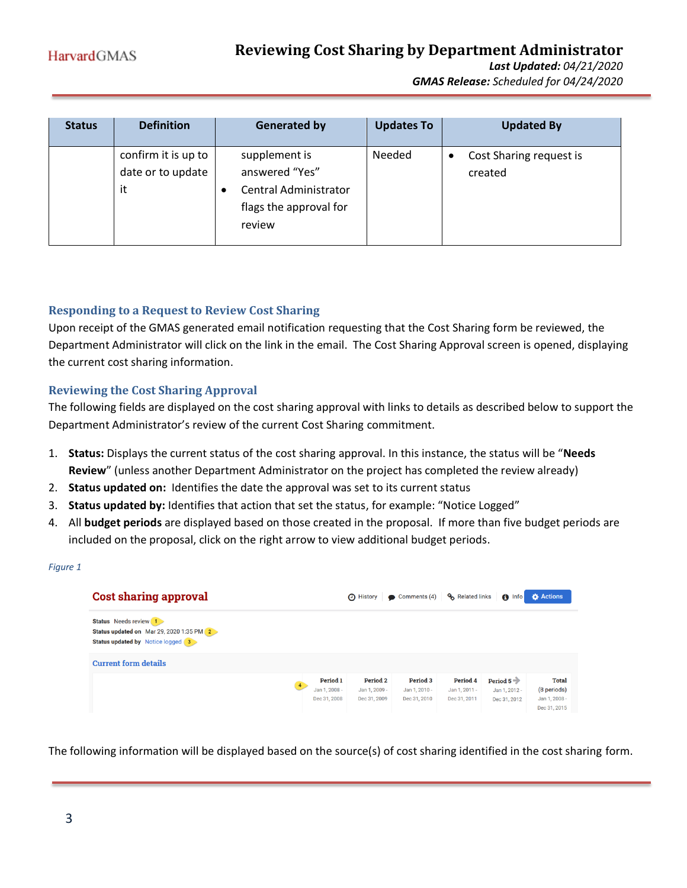| Status | Definition | Generated by | Updates To | Updated By |
|---|---|---|---|---|
| | confirm it is up to date or to update it | supplement is answered "Yes"<br>• Central Administrator flags the approval for review | Needed | • Cost Sharing request is created |

## Responding to a Request to Review Cost Sharing

Upon receipt of the GMAS generated email notification requesting that the Cost Sharing form be reviewed, the Department Administrator will click on the link in the email. The Cost Sharing Approval screen is opened, displaying the current cost sharing information.

## Reviewing the Cost Sharing Approval

The following fields are displayed on the cost sharing approval with links to details as described below to support the Department Administrator's review of the current Cost Sharing commitment.

1. **Status:** Displays the current status of the cost sharing approval. In this instance, the status will be "**Needs Review**" (unless another Department Administrator on the project has completed the review already)
2. **Status updated on:** Identifies the date the approval was set to its current status
3. **Status updated by:** Identifies that action that set the status, for example: "Notice Logged"
4. All **budget periods** are displayed based on those created in the proposal. If more than five budget periods are included on the proposal, click on the right arrow to view additional budget periods.

*Figure 1*

Cost sharing approval

History Comments (4) Related links Info Actions

Status Needs review 1
Status updated on Mar 29, 2020 1:35 PM 2
Status updated by Notice logged 3

Current form details

4 Period 1 Jan 1, 2008 - Dec 31, 2008 | Period 2 Jan 1, 2009 - Dec 31, 2009 | Period 3 Jan 1, 2010 - Dec 31, 2010 | Period 4 Jan 1, 2011 - Dec 31, 2011 | Period 5 Jan 1, 2012 - Dec 31, 2012 | Total (8 periods) Jan 1, 2008 - Dec 31, 2015

The following information will be displayed based on the source(s) of cost sharing identified in the cost sharing form.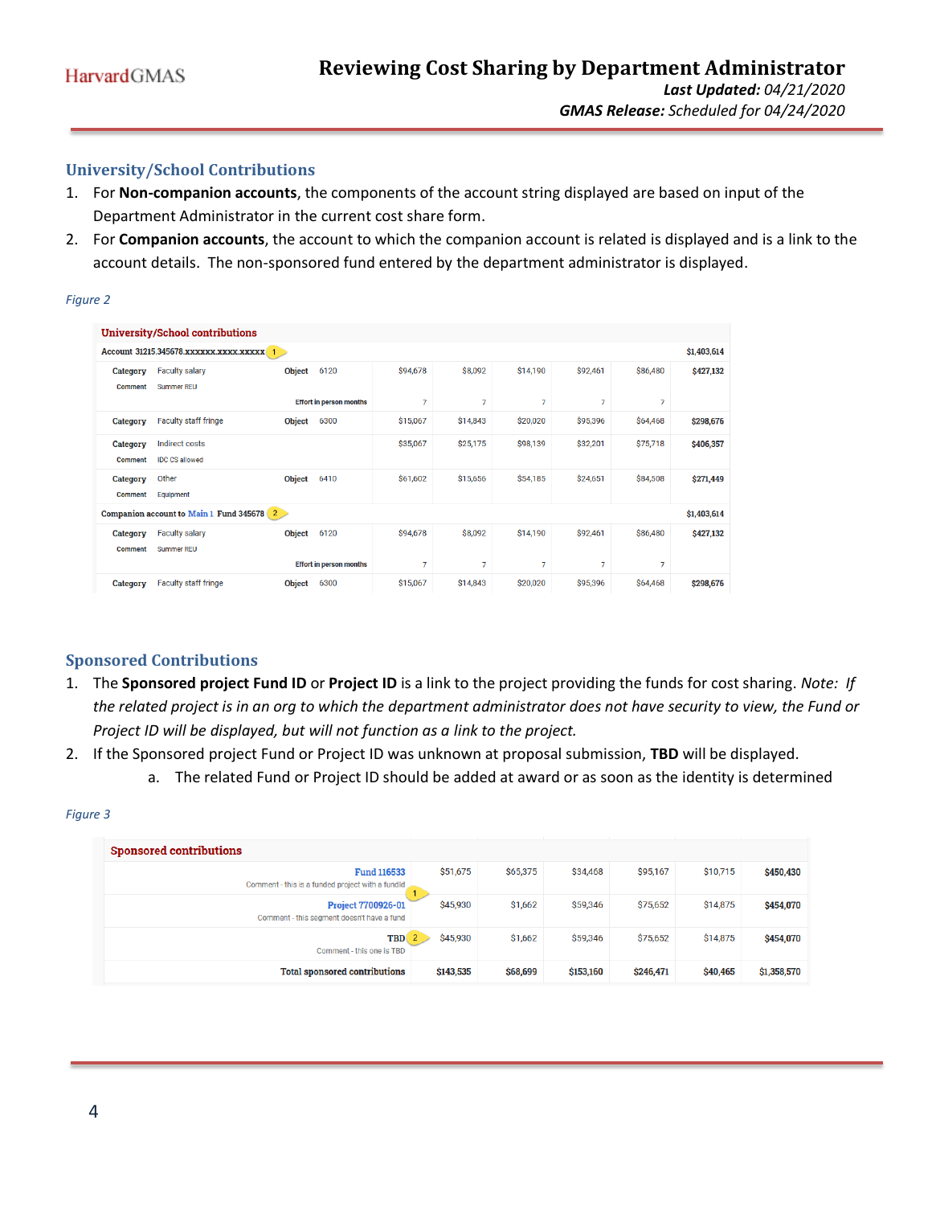## University/School Contributions

1. For **Non-companion accounts**, the components of the account string displayed are based on input of the Department Administrator in the current cost share form.
2. For **Companion accounts**, the account to which the companion account is related is displayed and is a link to the account details. The non-sponsored fund entered by the department administrator is displayed.

*Figure 2*

**University/School contributions**

| | | | | | | | | | |
|---|---|---|---|---|---|---|---|---|---|
| Account 31215.345678.xxxxxx.xxxx.xxxxx (1) | | | | | | | | | $1,403,614 |
| Category | Faculty salary | Object | 6120 | $94,678 | $8,092 | $14,190 | $92,461 | $86,480 | $427,132 |
| Comment | Summer REU | | | | | | | | |
| | | Effort in person months | | 7 | 7 | 7 | 7 | 7 | |
| Category | Faculty staff fringe | Object | 6300 | $15,067 | $14,843 | $20,020 | $95,396 | $64,468 | $298,676 |
| Category | Indirect costs | | | $35,067 | $25,175 | $98,139 | $32,201 | $75,718 | $406,357 |
| Comment | IDC CS allowed | | | | | | | | |
| Category | Other | Object | 6410 | $61,602 | $15,656 | $54,185 | $24,651 | $84,508 | $271,449 |
| Comment | Equipment | | | | | | | | |
| Companion account to Main 1 Fund 345678 (2) | | | | | | | | | $1,403,614 |
| Category | Faculty salary | Object | 6120 | $94,678 | $8,092 | $14,190 | $92,461 | $86,480 | $427,132 |
| Comment | Summer REU | | | | | | | | |
| | | Effort in person months | | 7 | 7 | 7 | 7 | 7 | |
| Category | Faculty staff fringe | Object | 6300 | $15,067 | $14,843 | $20,020 | $95,396 | $64,468 | $298,676 |

## Sponsored Contributions

1. The **Sponsored project Fund ID** or **Project ID** is a link to the project providing the funds for cost sharing. *Note: If the related project is in an org to which the department administrator does not have security to view, the Fund or Project ID will be displayed, but will not function as a link to the project.*
2. If the Sponsored project Fund or Project ID was unknown at proposal submission, **TBD** will be displayed.
   a. The related Fund or Project ID should be added at award or as soon as the identity is determined

*Figure 3*

**Sponsored contributions**

| | | | | | | |
|---|---|---|---|---|---|---|
| Fund 116533<br>Comment - this is a funded project with a fundid (1) | $51,675 | $65,375 | $34,468 | $95,167 | $10,715 | $450,430 |
| Project 7700926-01<br>Comment - this segment doesn't have a fund | $45,930 | $1,662 | $59,346 | $75,652 | $14,875 | $454,070 |
| TBD (2)<br>Comment - this one is TBD | $45,930 | $1,662 | $59,346 | $75,652 | $14,875 | $454,070 |
| **Total sponsored contributions** | **$143,535** | **$68,699** | **$153,160** | **$246,471** | **$40,465** | **$1,358,570** |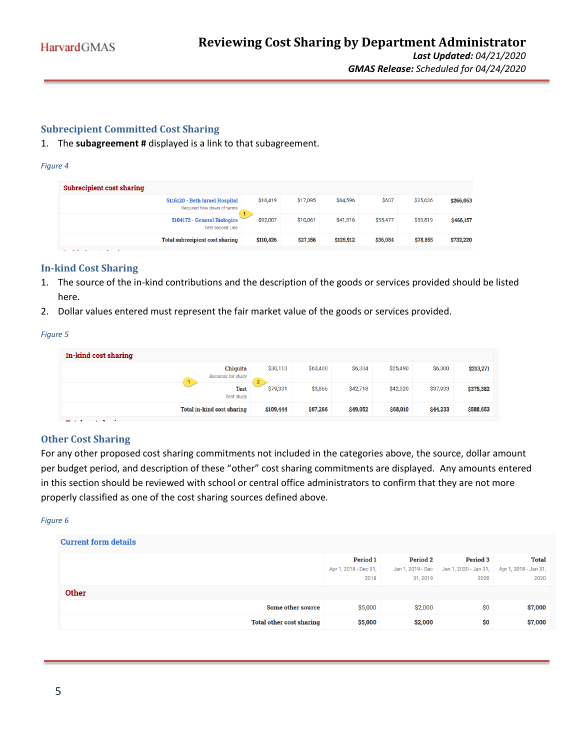## Subrecipient Committed Cost Sharing

1. The **subagreement #** displayed is a link to that subagreement.

*Figure 4*

| Subrecipient cost sharing | | | | | | |
|---|---|---|---|---|---|---|
| 5116120 - Beth Israel Hospital<br>Required flow down of terms | $18,419 | $17,095 | $84,596 | $607 | $25,036 | **$266,063** |
| 1 5104172 - General Biologics<br>Test second Line | $92,007 | $10,061 | $41,316 | $35,477 | $53,819 | **$466,157** |
| **Total subrecipient cost sharing** | **$110,426** | **$27,156** | **$125,912** | **$36,084** | **$78,855** | **$732,220** |

## In-kind Cost Sharing

1. The source of the in-kind contributions and the description of the goods or services provided should be listed here.
2. Dollar values entered must represent the fair market value of the goods or services provided.

*Figure 5*

| In-kind cost sharing | | | | | | |
|---|---|---|---|---|---|---|
| **Chiquita**<br>Banana's for study | $30,113 | $63,400 | $6,334 | $25,490 | $6,300 | **$213,271** |
| 1 **Test**<br>Test study | 2 $79,331 | $3,866 | $42,718 | $42,520 | $37,933 | **$375,382** |
| **Total in-kind cost sharing** | **$109,444** | **$67,266** | **$49,052** | **$68,010** | **$44,233** | **$588,653** |

## Other Cost Sharing

For any other proposed cost sharing commitments not included in the categories above, the source, dollar amount per budget period, and description of these "other" cost sharing commitments are displayed. Any amounts entered in this section should be reviewed with school or central office administrators to confirm that they are not more properly classified as one of the cost sharing sources defined above.

*Figure 6*

**Current form details**

| | Period 1<br>Apr 1, 2018 - Dec 31, 2018 | Period 2<br>Jan 1, 2019 - Dec 31, 2019 | Period 3<br>Jan 1, 2020 - Jan 31, 2020 | Total<br>Apr 1, 2018 - Jan 31, 2020 |
|---|---|---|---|---|
| **Other** | | | | |
| Some other source | $5,000 | $2,000 | $0 | **$7,000** |
| **Total other cost sharing** | **$5,000** | **$2,000** | **$0** | **$7,000** |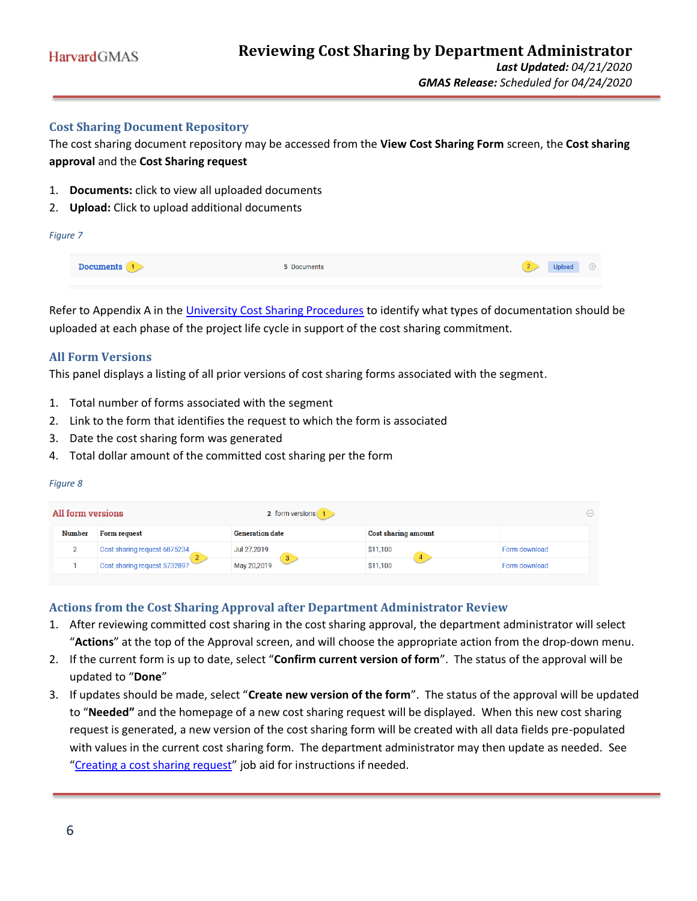## Cost Sharing Document Repository

The cost sharing document repository may be accessed from the **View Cost Sharing Form** screen, the **Cost sharing approval** and the **Cost Sharing request**

1. **Documents:** click to view all uploaded documents
2. **Upload:** Click to upload additional documents

*Figure 7*

Documents 1 &nbsp;&nbsp;&nbsp; 5 Documents &nbsp;&nbsp;&nbsp; 2 Upload

Refer to Appendix A in the University Cost Sharing Procedures to identify what types of documentation should be uploaded at each phase of the project life cycle in support of the cost sharing commitment.

## All Form Versions

This panel displays a listing of all prior versions of cost sharing forms associated with the segment.

1. Total number of forms associated with the segment
2. Link to the form that identifies the request to which the form is associated
3. Date the cost sharing form was generated
4. Total dollar amount of the committed cost sharing per the form

*Figure 8*

All form versions &nbsp;&nbsp;&nbsp; 2 form versions 1

| Number | Form request | Generation date | Cost sharing amount | |
|---|---|---|---|---|
| 2 | Cost sharing request 6875234 | Jul 27,2019 | $11,100 | Form download |
| 1 | Cost sharing request 5732897 | May 20,2019 | $11,100 | Form download |

2 &nbsp;&nbsp;&nbsp; 3 &nbsp;&nbsp;&nbsp; 4

## Actions from the Cost Sharing Approval after Department Administrator Review

1. After reviewing committed cost sharing in the cost sharing approval, the department administrator will select "**Actions**" at the top of the Approval screen, and will choose the appropriate action from the drop-down menu.
2. If the current form is up to date, select "**Confirm current version of form**". The status of the approval will be updated to "**Done**"
3. If updates should be made, select "**Create new version of the form**". The status of the approval will be updated to "**Needed"** and the homepage of a new cost sharing request will be displayed. When this new cost sharing request is generated, a new version of the cost sharing form will be created with all data fields pre-populated with values in the current cost sharing form. The department administrator may then update as needed. See "Creating a cost sharing request" job aid for instructions if needed.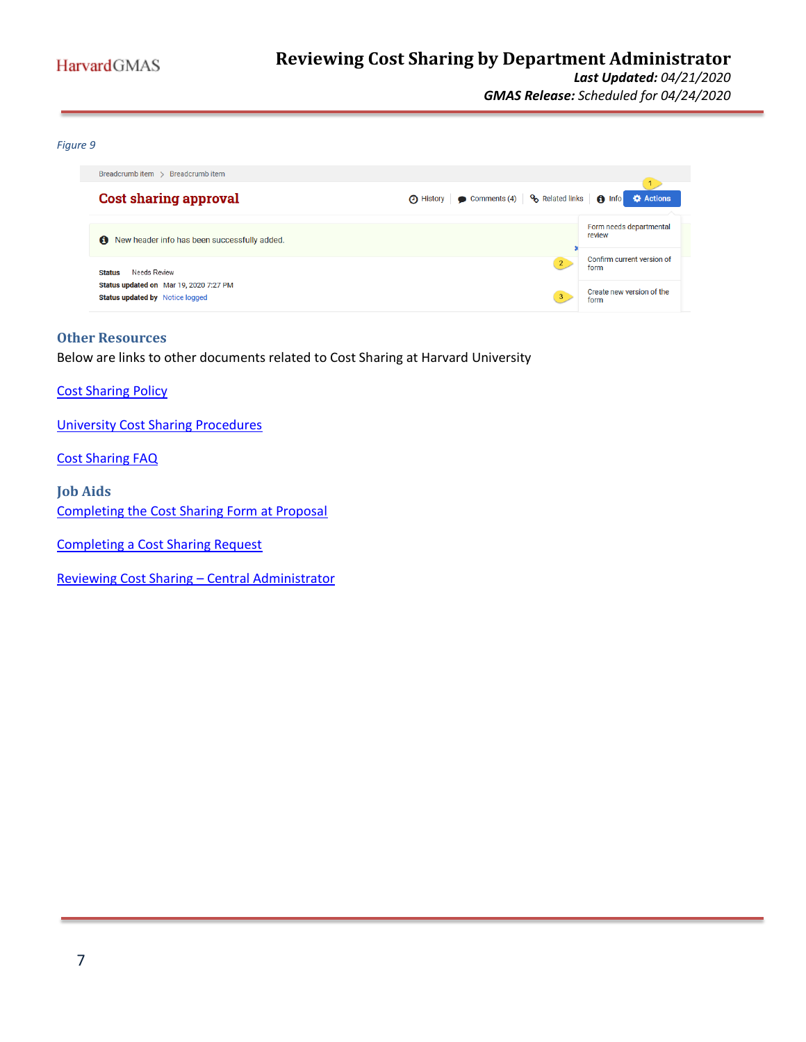*Figure 9*

## Other Resources

Below are links to other documents related to Cost Sharing at Harvard University

[Cost Sharing Policy]

[University Cost Sharing Procedures]

[Cost Sharing FAQ]

## Job Aids

[Completing the Cost Sharing Form at Proposal]

[Completing a Cost Sharing Request]

[Reviewing Cost Sharing – Central Administrator]